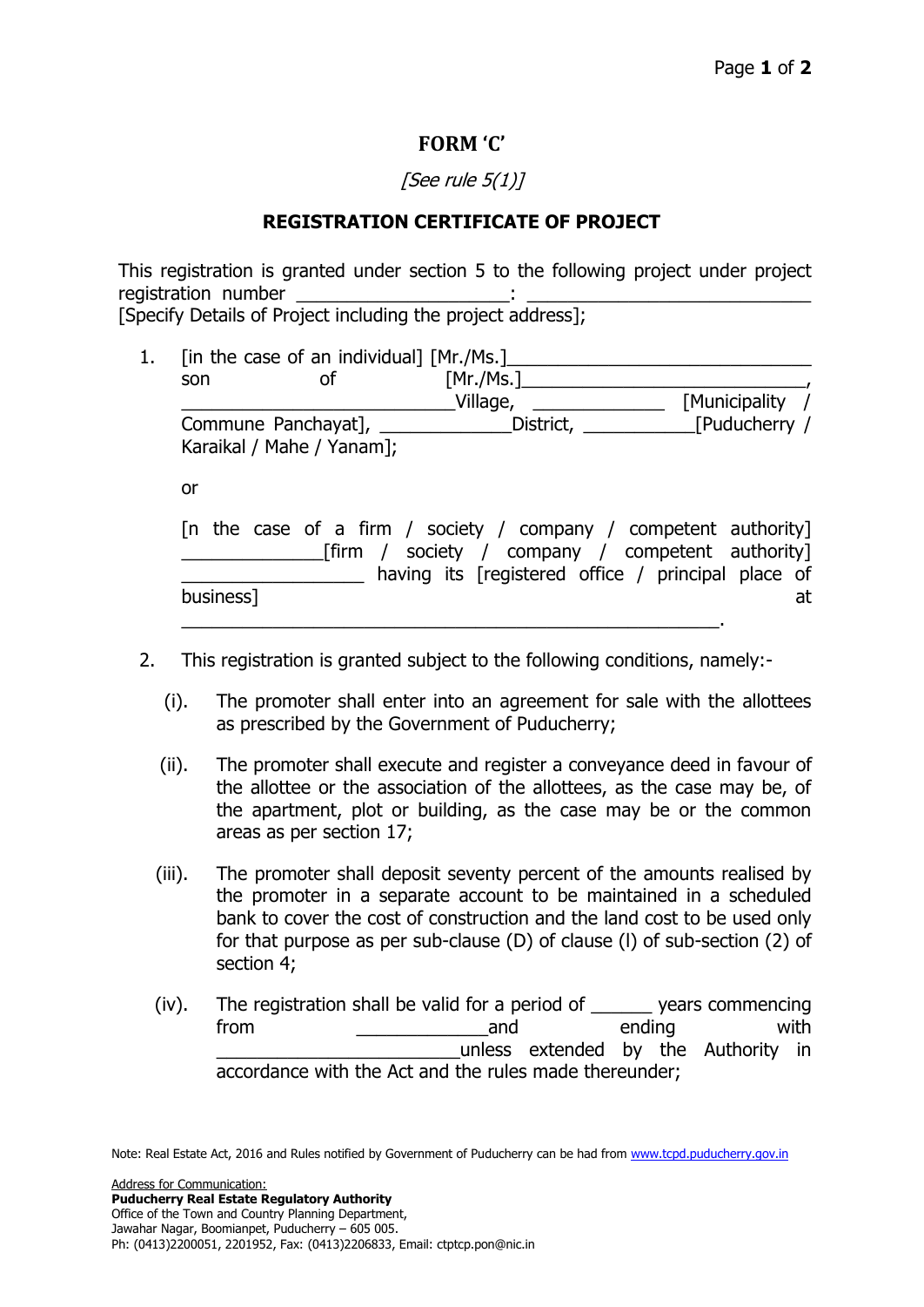# FORM 'C'

*[See rule 5(1)]*

## REGISTRATION CERTIFICATE OF PROJECT

This registration is granted under section 5 to the following project under project registration number ____________________: __________________________ [Specify Details of Project including the project address];

1. [in the case of an individual] [Mr./Ms.]______________________________ son of [Mr./Ms.]___________________________, __________________________Village, _____________ [Municipality / Commune Panchayat], _____________District, ___________[Puducherry / Karaikal / Mahe / Yanam];

   or

   [n the case of a firm / society / company / competent authority] _____________[firm / society / company / competent authority] _________________ having its [registered office / principal place of business] at ___________________________________________________.

2. This registration is granted subject to the following conditions, namely:-

   (i). The promoter shall enter into an agreement for sale with the allottees as prescribed by the Government of Puducherry;

   (ii). The promoter shall execute and register a conveyance deed in favour of the allottee or the association of the allottees, as the case may be, of the apartment, plot or building, as the case may be or the common areas as per section 17;

   (iii). The promoter shall deposit seventy percent of the amounts realised by the promoter in a separate account to be maintained in a scheduled bank to cover the cost of construction and the land cost to be used only for that purpose as per sub-clause (D) of clause (l) of sub-section (2) of section 4;

   (iv). The registration shall be valid for a period of ______ years commencing from _____________and ending with _______________________unless extended by the Authority in accordance with the Act and the rules made thereunder;

Note: Real Estate Act, 2016 and Rules notified by Government of Puducherry can be had from www.tcpd.puducherry.gov.in

Address for Communication:
**Puducherry Real Estate Regulatory Authority**
Office of the Town and Country Planning Department,
Jawahar Nagar, Boomianpet, Puducherry – 605 005.
Ph: (0413)2200051, 2201952, Fax: (0413)2206833, Email: ctptcp.pon@nic.in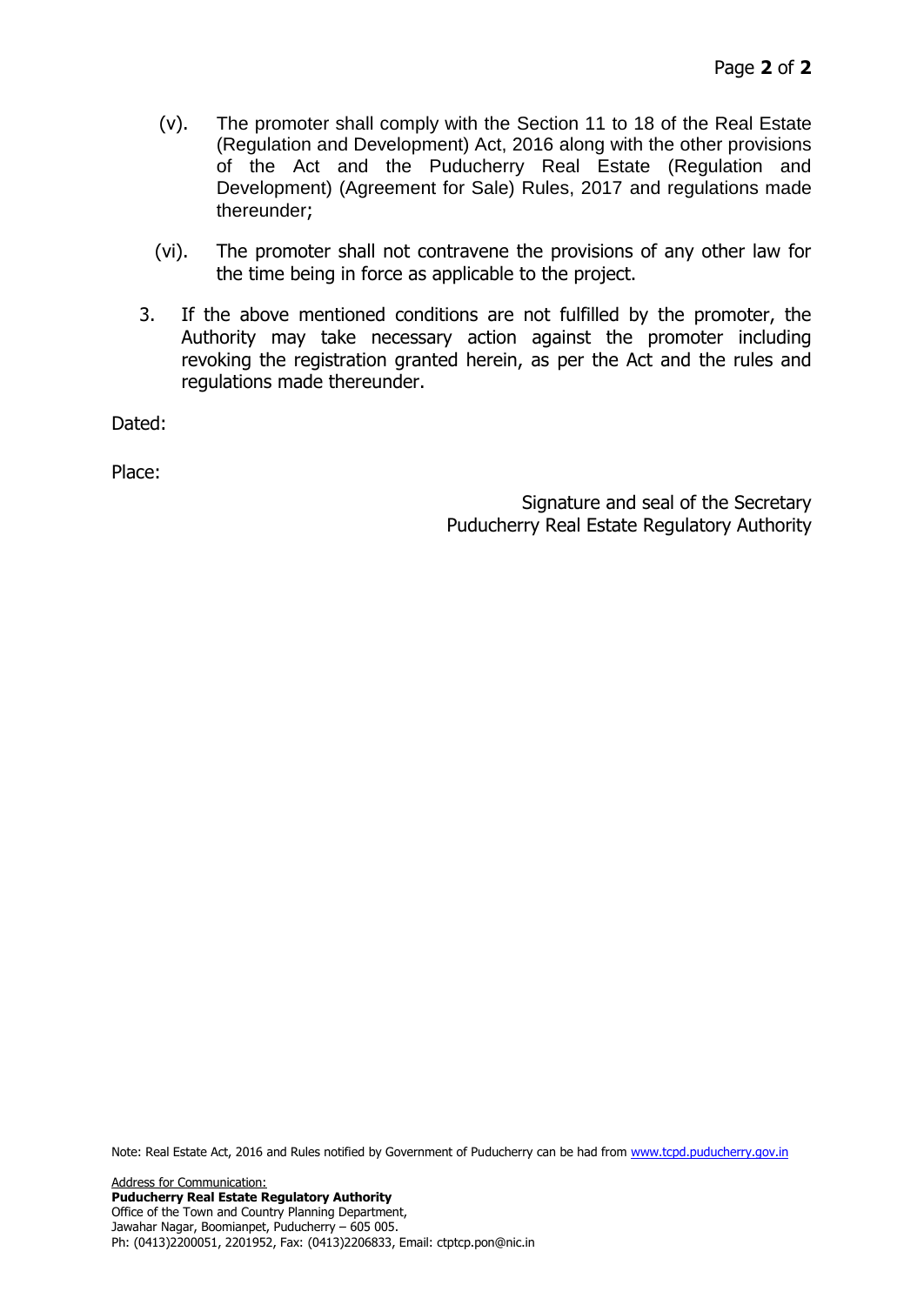(v). The promoter shall comply with the Section 11 to 18 of the Real Estate (Regulation and Development) Act, 2016 along with the other provisions of the Act and the Puducherry Real Estate (Regulation and Development) (Agreement for Sale) Rules, 2017 and regulations made thereunder;

(vi). The promoter shall not contravene the provisions of any other law for the time being in force as applicable to the project.

3. If the above mentioned conditions are not fulfilled by the promoter, the Authority may take necessary action against the promoter including revoking the registration granted herein, as per the Act and the rules and regulations made thereunder.

Dated:

Place:

Signature and seal of the Secretary
Puducherry Real Estate Regulatory Authority

Note: Real Estate Act, 2016 and Rules notified by Government of Puducherry can be had from www.tcpd.puducherry.gov.in

Address for Communication:
**Puducherry Real Estate Regulatory Authority**
Office of the Town and Country Planning Department,
Jawahar Nagar, Boomianpet, Puducherry – 605 005.
Ph: (0413)2200051, 2201952, Fax: (0413)2206833, Email: ctptcp.pon@nic.in